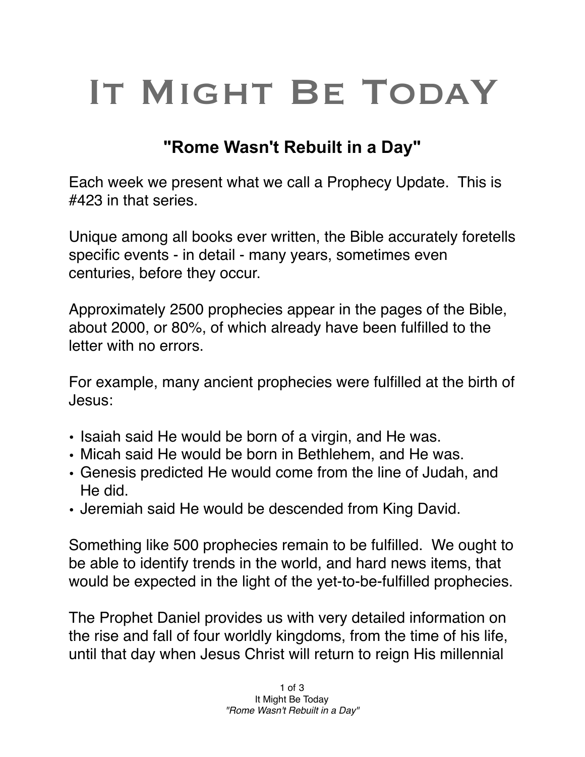# It Might Be Today

## "Rome Wasn't Rebuilt in a Day"

Each week we present what we call a Prophecy Update. This is #423 in that series.

Unique among all books ever written, the Bible accurately foretells specific events - in detail - many years, sometimes even centuries, before they occur.

Approximately 2500 prophecies appear in the pages of the Bible, about 2000, or 80%, of which already have been fulfilled to the letter with no errors.

For example, many ancient prophecies were fulfilled at the birth of Jesus:

- Isaiah said He would be born of a virgin, and He was.
- Micah said He would be born in Bethlehem, and He was.
- Genesis predicted He would come from the line of Judah, and He did.
- Jeremiah said He would be descended from King David.

Something like 500 prophecies remain to be fulfilled. We ought to be able to identify trends in the world, and hard news items, that would be expected in the light of the yet-to-be-fulfilled prophecies.

The Prophet Daniel provides us with very detailed information on the rise and fall of four worldly kingdoms, from the time of his life, until that day when Jesus Christ will return to reign His millennial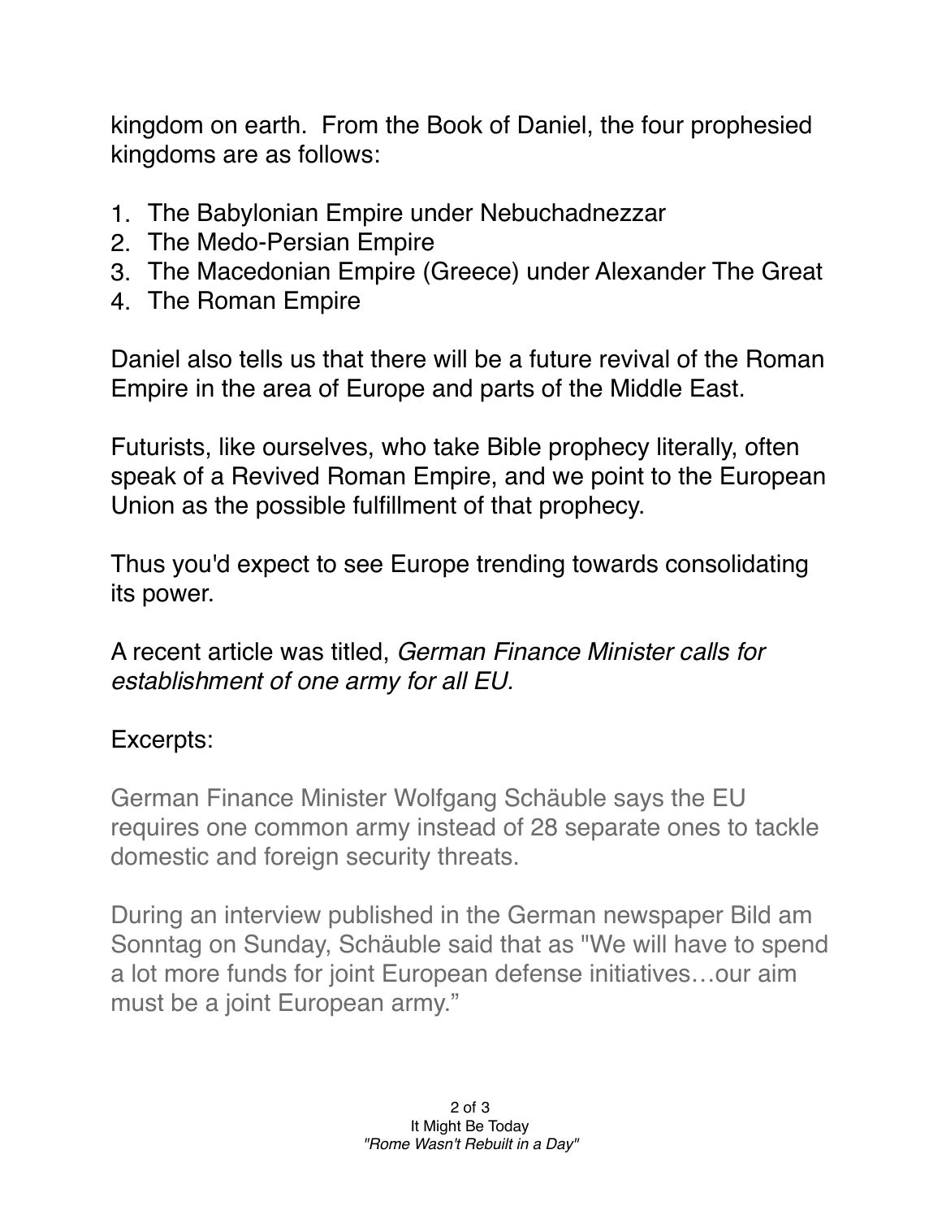kingdom on earth. From the Book of Daniel, the four prophesied kingdoms are as follows:

1. The Babylonian Empire under Nebuchadnezzar
2. The Medo-Persian Empire
3. The Macedonian Empire (Greece) under Alexander The Great
4. The Roman Empire

Daniel also tells us that there will be a future revival of the Roman Empire in the area of Europe and parts of the Middle East.

Futurists, like ourselves, who take Bible prophecy literally, often speak of a Revived Roman Empire, and we point to the European Union as the possible fulfillment of that prophecy.

Thus you'd expect to see Europe trending towards consolidating its power.

A recent article was titled, *German Finance Minister calls for establishment of one army for all EU.*

Excerpts:

> German Finance Minister Wolfgang Schäuble says the EU requires one common army instead of 28 separate ones to tackle domestic and foreign security threats.
>
> During an interview published in the German newspaper Bild am Sonntag on Sunday, Schäuble said that as "We will have to spend a lot more funds for joint European defense initiatives…our aim must be a joint European army."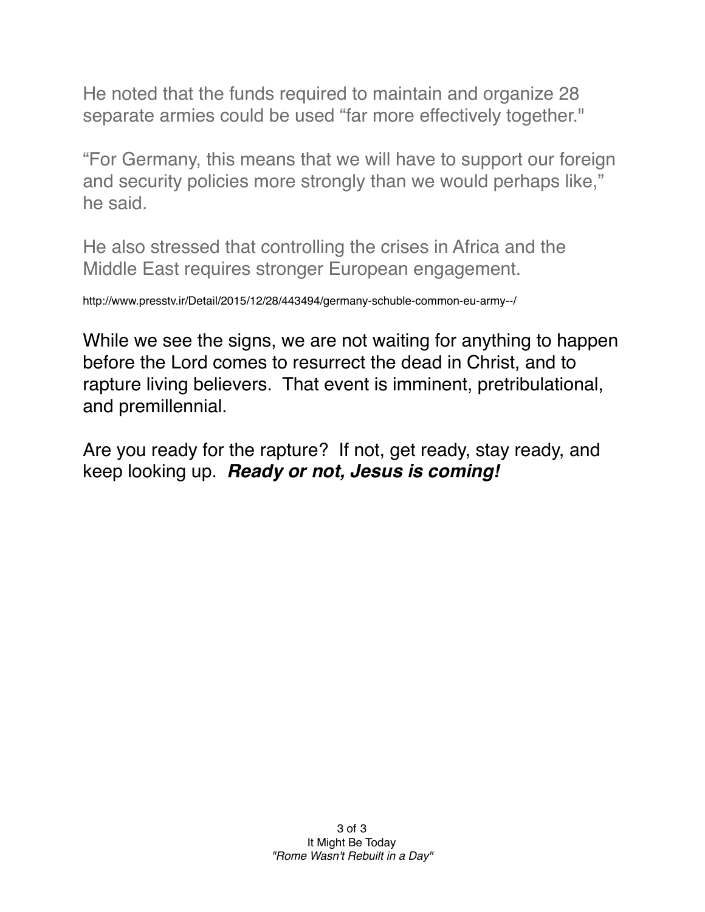He noted that the funds required to maintain and organize 28 separate armies could be used “far more effectively together."

“For Germany, this means that we will have to support our foreign and security policies more strongly than we would perhaps like,” he said.

He also stressed that controlling the crises in Africa and the Middle East requires stronger European engagement.

http://www.presstv.ir/Detail/2015/12/28/443494/germany-schuble-common-eu-army--/

While we see the signs, we are not waiting for anything to happen before the Lord comes to resurrect the dead in Christ, and to rapture living believers. That event is imminent, pretribulational, and premillennial.

Are you ready for the rapture? If not, get ready, stay ready, and keep looking up. ***Ready or not, Jesus is coming!***